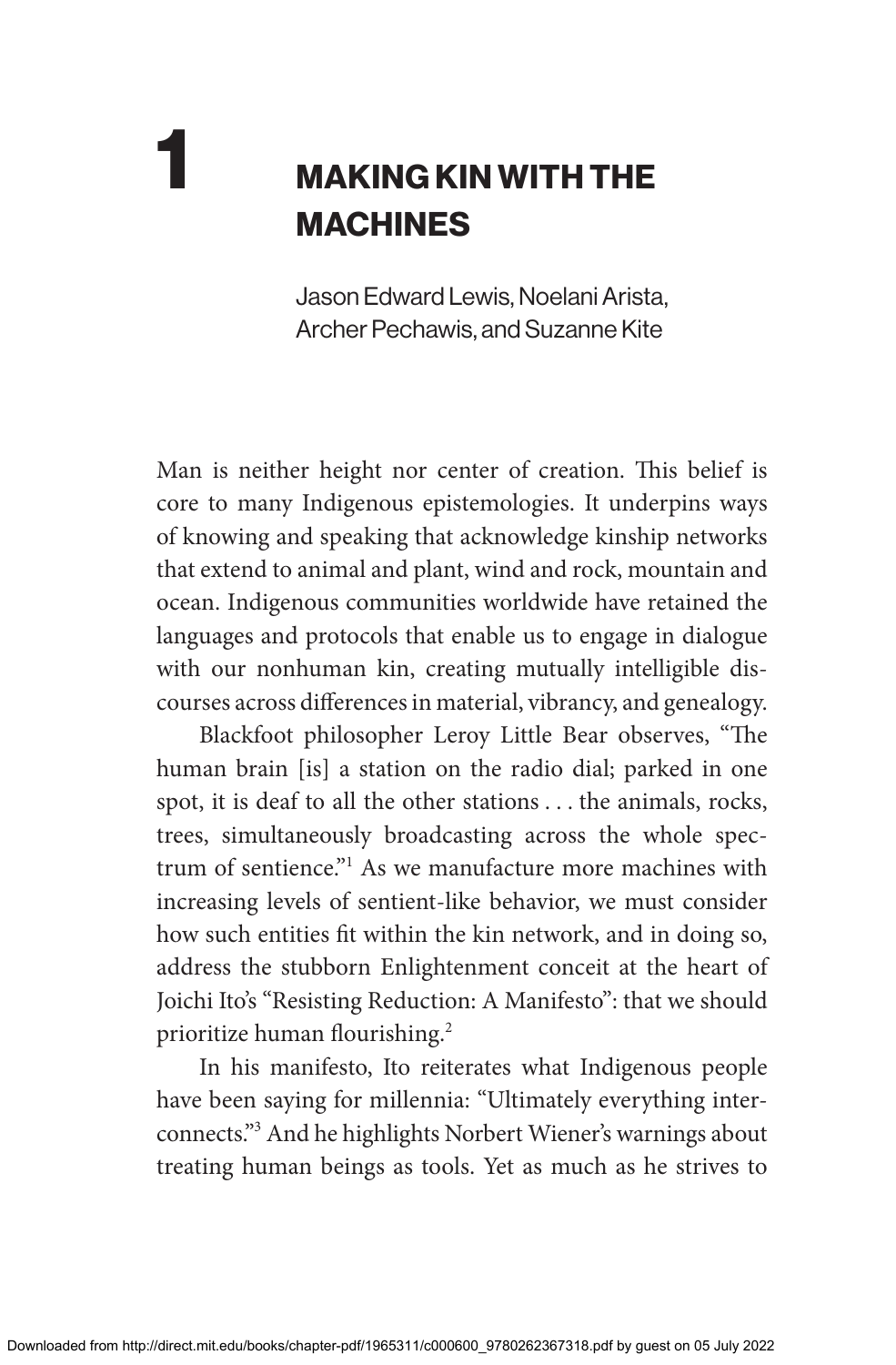# 1 MAKING KIN WITH THE MACHINES

Jason Edward Lewis, Noelani Arista, Archer Pechawis, and Suzanne Kite

Man is neither height nor center of creation. This belief is core to many Indigenous epistemologies. It underpins ways of knowing and speaking that acknowledge kinship networks that extend to animal and plant, wind and rock, mountain and ocean. Indigenous communities worldwide have retained the languages and protocols that enable us to engage in dialogue with our nonhuman kin, creating mutually intelligible discourses across differences in material, vibrancy, and genealogy.

Blackfoot philosopher Leroy Little Bear observes, "The human brain [is] a station on the radio dial; parked in one spot, it is deaf to all the other stations . . . the animals, rocks, trees, simultaneously broadcasting across the whole spectrum of sentience."[1] As we manufacture more machines with increasing levels of sentient-like behavior, we must consider how such entities fit within the kin network, and in doing so, address the stubborn Enlightenment conceit at the heart of Joichi Ito's "Resisting Reduction: A Manifesto": that we should prioritize human flourishing.[2]

In his manifesto, Ito reiterates what Indigenous people have been saying for millennia: "Ultimately everything interconnects."[3] And he highlights Norbert Wiener's warnings about treating human beings as tools. Yet as much as he strives to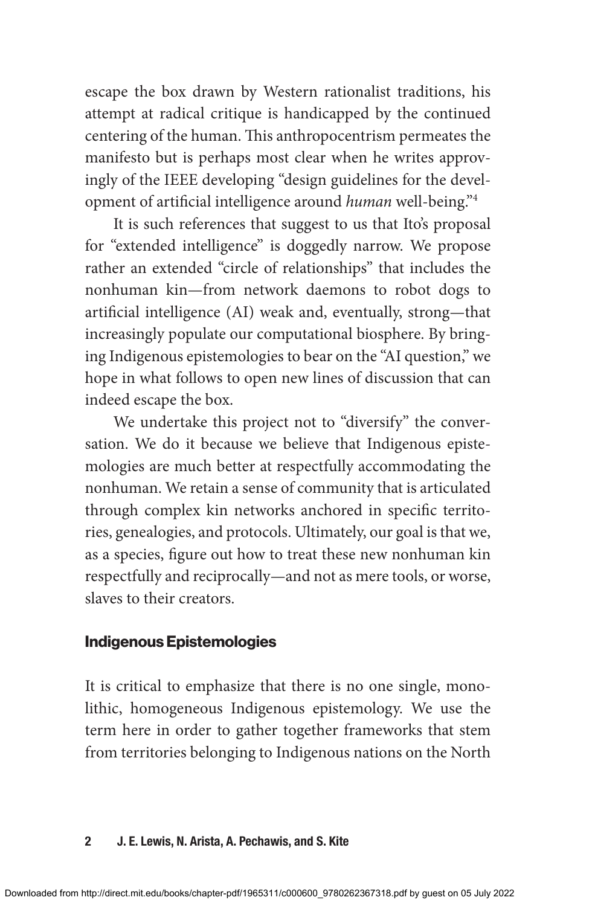escape the box drawn by Western rationalist traditions, his attempt at radical critique is handicapped by the continued centering of the human. This anthropocentrism permeates the manifesto but is perhaps most clear when he writes approvingly of the IEEE developing "design guidelines for the development of artificial intelligence around *human* well-being."[4]

It is such references that suggest to us that Ito's proposal for "extended intelligence" is doggedly narrow. We propose rather an extended "circle of relationships" that includes the nonhuman kin—from network daemons to robot dogs to artificial intelligence (AI) weak and, eventually, strong—that increasingly populate our computational biosphere. By bringing Indigenous epistemologies to bear on the "AI question," we hope in what follows to open new lines of discussion that can indeed escape the box.

We undertake this project not to "diversify" the conversation. We do it because we believe that Indigenous epistemologies are much better at respectfully accommodating the nonhuman. We retain a sense of community that is articulated through complex kin networks anchored in specific territories, genealogies, and protocols. Ultimately, our goal is that we, as a species, figure out how to treat these new nonhuman kin respectfully and reciprocally—and not as mere tools, or worse, slaves to their creators.

## Indigenous Epistemologies

It is critical to emphasize that there is no one single, monolithic, homogeneous Indigenous epistemology. We use the term here in order to gather together frameworks that stem from territories belonging to Indigenous nations on the North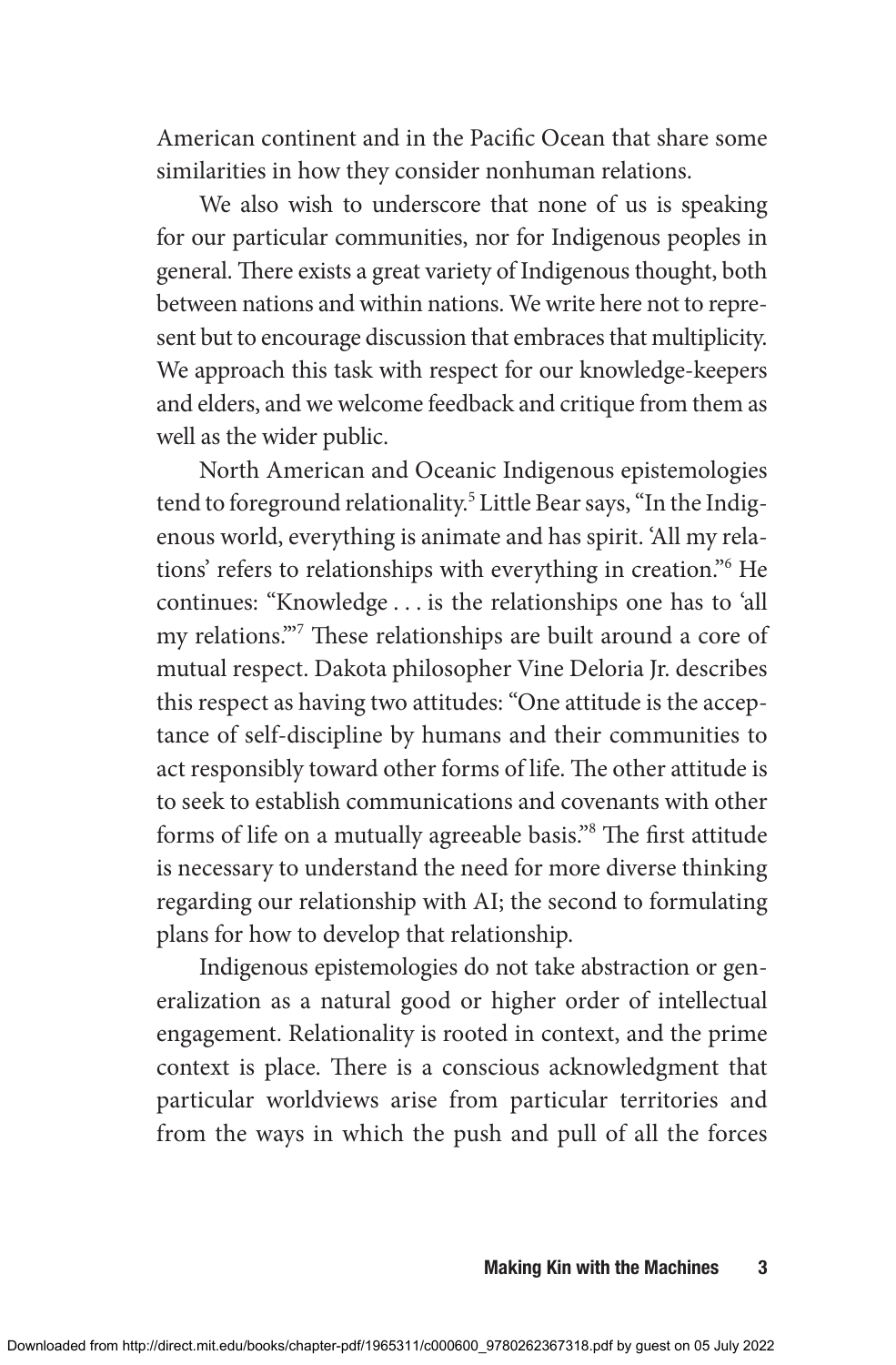American continent and in the Pacific Ocean that share some similarities in how they consider nonhuman relations.

We also wish to underscore that none of us is speaking for our particular communities, nor for Indigenous peoples in general. There exists a great variety of Indigenous thought, both between nations and within nations. We write here not to represent but to encourage discussion that embraces that multiplicity. We approach this task with respect for our knowledge-keepers and elders, and we welcome feedback and critique from them as well as the wider public.

North American and Oceanic Indigenous epistemologies tend to foreground relationality.[5] Little Bear says, "In the Indigenous world, everything is animate and has spirit. 'All my relations' refers to relationships with everything in creation."[6] He continues: "Knowledge . . . is the relationships one has to 'all my relations.'"[7] These relationships are built around a core of mutual respect. Dakota philosopher Vine Deloria Jr. describes this respect as having two attitudes: "One attitude is the acceptance of self-discipline by humans and their communities to act responsibly toward other forms of life. The other attitude is to seek to establish communications and covenants with other forms of life on a mutually agreeable basis."[8] The first attitude is necessary to understand the need for more diverse thinking regarding our relationship with AI; the second to formulating plans for how to develop that relationship.

Indigenous epistemologies do not take abstraction or generalization as a natural good or higher order of intellectual engagement. Relationality is rooted in context, and the prime context is place. There is a conscious acknowledgment that particular worldviews arise from particular territories and from the ways in which the push and pull of all the forces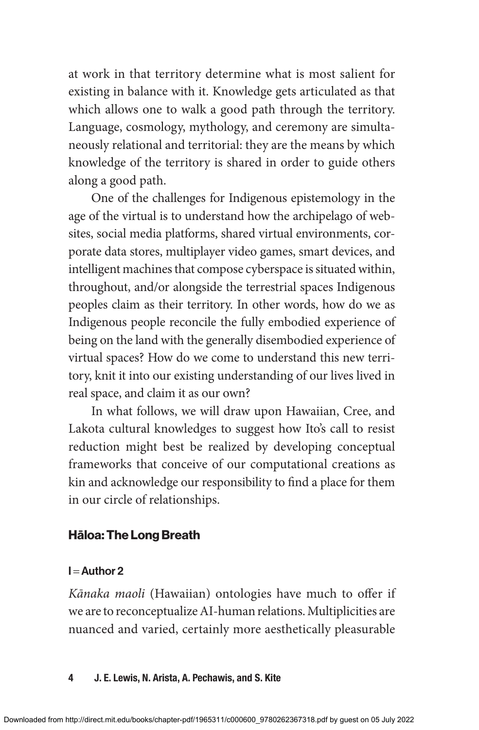at work in that territory determine what is most salient for existing in balance with it. Knowledge gets articulated as that which allows one to walk a good path through the territory. Language, cosmology, mythology, and ceremony are simultaneously relational and territorial: they are the means by which knowledge of the territory is shared in order to guide others along a good path.

One of the challenges for Indigenous epistemology in the age of the virtual is to understand how the archipelago of websites, social media platforms, shared virtual environments, corporate data stores, multiplayer video games, smart devices, and intelligent machines that compose cyberspace is situated within, throughout, and/or alongside the terrestrial spaces Indigenous peoples claim as their territory. In other words, how do we as Indigenous people reconcile the fully embodied experience of being on the land with the generally disembodied experience of virtual spaces? How do we come to understand this new territory, knit it into our existing understanding of our lives lived in real space, and claim it as our own?

In what follows, we will draw upon Hawaiian, Cree, and Lakota cultural knowledges to suggest how Ito's call to resist reduction might best be realized by developing conceptual frameworks that conceive of our computational creations as kin and acknowledge our responsibility to find a place for them in our circle of relationships.

## Hāloa: The Long Breath

### I = Author 2

*Kānaka maoli* (Hawaiian) ontologies have much to offer if we are to reconceptualize AI-human relations. Multiplicities are nuanced and varied, certainly more aesthetically pleasurable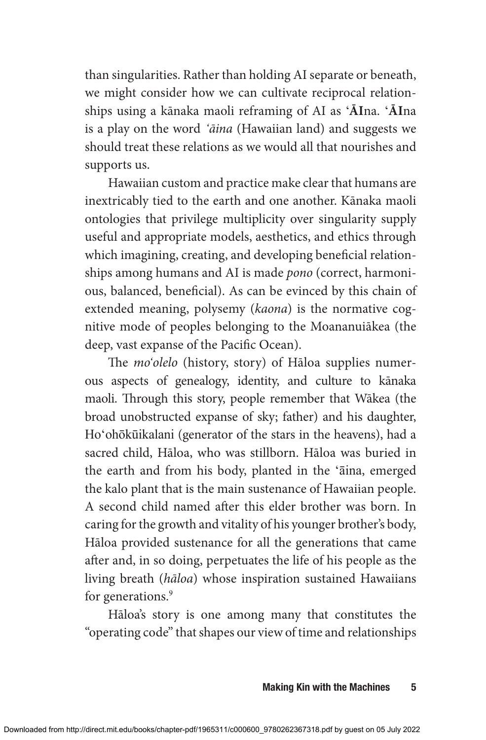than singularities. Rather than holding AI separate or beneath, we might consider how we can cultivate reciprocal relationships using a kānaka maoli reframing of AI as ʻ**ĀI**na. ʻ**ĀI**na is a play on the word *ʻāina* (Hawaiian land) and suggests we should treat these relations as we would all that nourishes and supports us.

Hawaiian custom and practice make clear that humans are inextricably tied to the earth and one another. Kānaka maoli ontologies that privilege multiplicity over singularity supply useful and appropriate models, aesthetics, and ethics through which imagining, creating, and developing beneficial relationships among humans and AI is made *pono* (correct, harmonious, balanced, beneficial). As can be evinced by this chain of extended meaning, polysemy (*kaona*) is the normative cognitive mode of peoples belonging to the Moananuiākea (the deep, vast expanse of the Pacific Ocean).

The *moʻolelo* (history, story) of Hāloa supplies numerous aspects of genealogy, identity, and culture to kānaka maoli. Through this story, people remember that Wākea (the broad unobstructed expanse of sky; father) and his daughter, Hoʻohōkūikalani (generator of the stars in the heavens), had a sacred child, Hāloa, who was stillborn. Hāloa was buried in the earth and from his body, planted in the ʻāina, emerged the kalo plant that is the main sustenance of Hawaiian people. A second child named after this elder brother was born. In caring for the growth and vitality of his younger brother's body, Hāloa provided sustenance for all the generations that came after and, in so doing, perpetuates the life of his people as the living breath (*hāloa*) whose inspiration sustained Hawaiians for generations.[9]

Hāloa's story is one among many that constitutes the "operating code" that shapes our view of time and relationships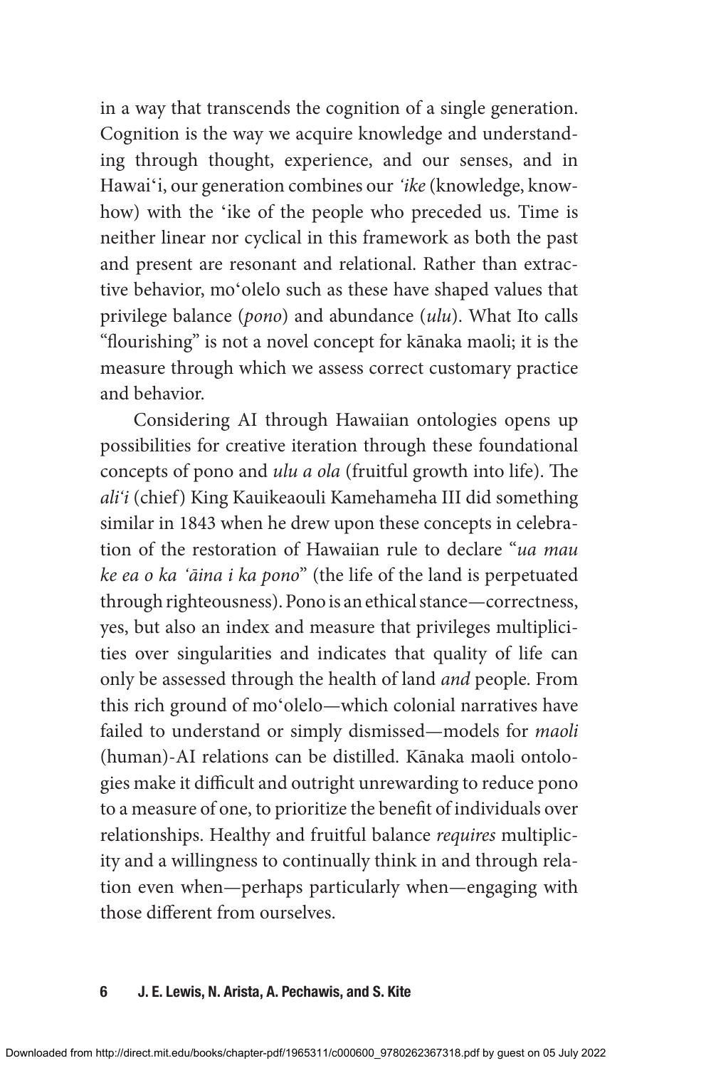in a way that transcends the cognition of a single generation. Cognition is the way we acquire knowledge and understanding through thought, experience, and our senses, and in Hawaiʻi, our generation combines our *ʻike* (knowledge, know-how) with the ʻike of the people who preceded us. Time is neither linear nor cyclical in this framework as both the past and present are resonant and relational. Rather than extractive behavior, moʻolelo such as these have shaped values that privilege balance (*pono*) and abundance (*ulu*). What Ito calls "flourishing" is not a novel concept for kānaka maoli; it is the measure through which we assess correct customary practice and behavior.

Considering AI through Hawaiian ontologies opens up possibilities for creative iteration through these foundational concepts of pono and *ulu a ola* (fruitful growth into life). The *aliʻi* (chief) King Kauikeaouli Kamehameha III did something similar in 1843 when he drew upon these concepts in celebration of the restoration of Hawaiian rule to declare "*ua mau ke ea o ka ʻāina i ka pono*" (the life of the land is perpetuated through righteousness). Pono is an ethical stance—correctness, yes, but also an index and measure that privileges multiplicities over singularities and indicates that quality of life can only be assessed through the health of land *and* people. From this rich ground of moʻolelo—which colonial narratives have failed to understand or simply dismissed—models for *maoli* (human)-AI relations can be distilled. Kānaka maoli ontologies make it difficult and outright unrewarding to reduce pono to a measure of one, to prioritize the benefit of individuals over relationships. Healthy and fruitful balance *requires* multiplicity and a willingness to continually think in and through relation even when—perhaps particularly when—engaging with those different from ourselves.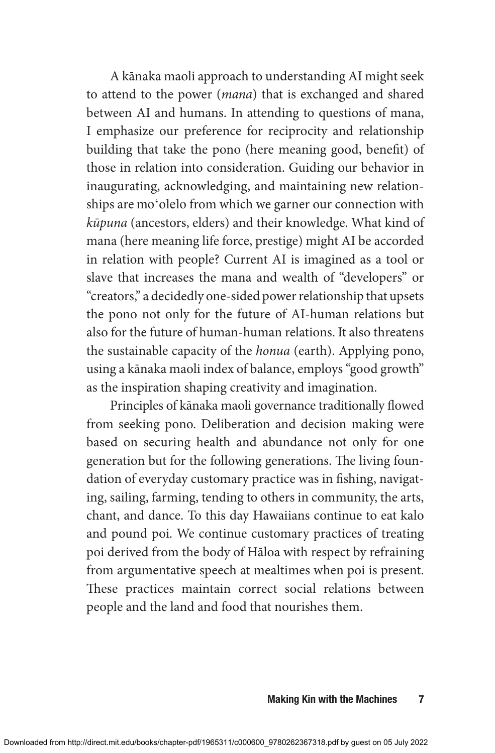A kānaka maoli approach to understanding AI might seek to attend to the power (*mana*) that is exchanged and shared between AI and humans. In attending to questions of mana, I emphasize our preference for reciprocity and relationship building that take the pono (here meaning good, benefit) of those in relation into consideration. Guiding our behavior in inaugurating, acknowledging, and maintaining new relationships are moʻolelo from which we garner our connection with *kūpuna* (ancestors, elders) and their knowledge. What kind of mana (here meaning life force, prestige) might AI be accorded in relation with people? Current AI is imagined as a tool or slave that increases the mana and wealth of "developers" or "creators," a decidedly one-sided power relationship that upsets the pono not only for the future of AI-human relations but also for the future of human-human relations. It also threatens the sustainable capacity of the *honua* (earth). Applying pono, using a kānaka maoli index of balance, employs "good growth" as the inspiration shaping creativity and imagination.

Principles of kānaka maoli governance traditionally flowed from seeking pono. Deliberation and decision making were based on securing health and abundance not only for one generation but for the following generations. The living foundation of everyday customary practice was in fishing, navigating, sailing, farming, tending to others in community, the arts, chant, and dance. To this day Hawaiians continue to eat kalo and pound poi. We continue customary practices of treating poi derived from the body of Hāloa with respect by refraining from argumentative speech at mealtimes when poi is present. These practices maintain correct social relations between people and the land and food that nourishes them.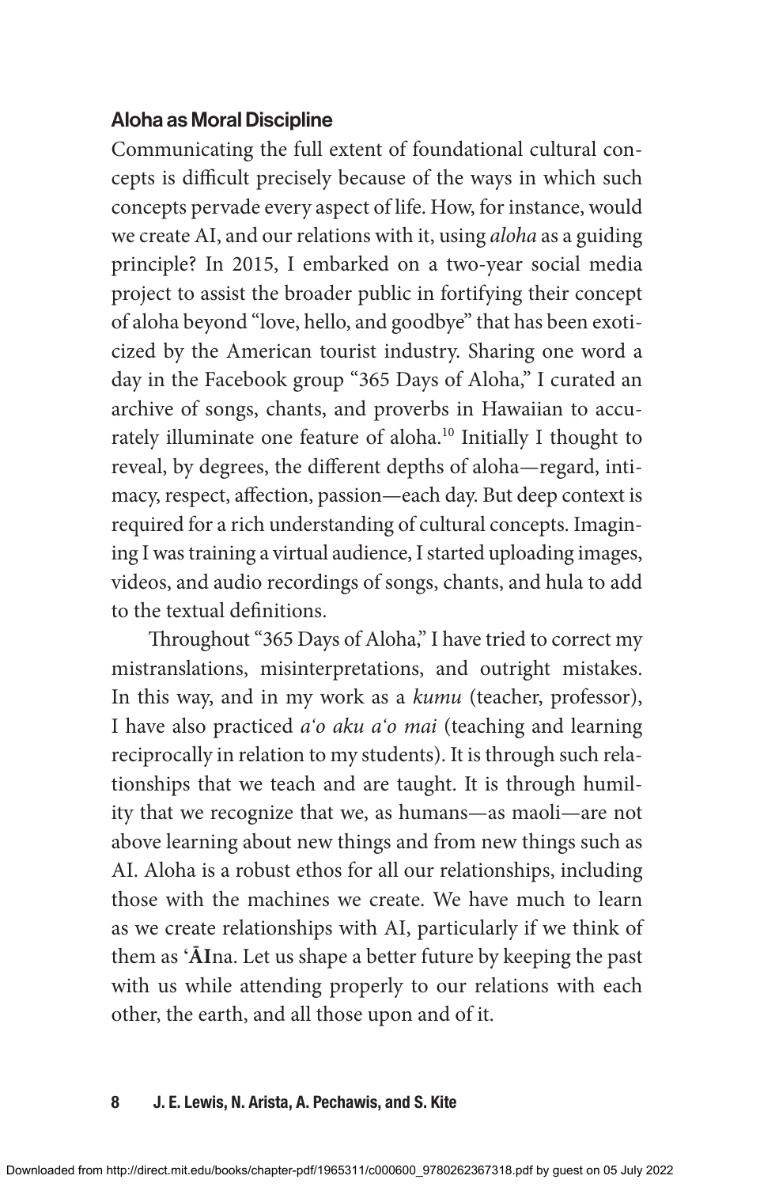### Aloha as Moral Discipline

Communicating the full extent of foundational cultural concepts is difficult precisely because of the ways in which such concepts pervade every aspect of life. How, for instance, would we create AI, and our relations with it, using *aloha* as a guiding principle? In 2015, I embarked on a two-year social media project to assist the broader public in fortifying their concept of aloha beyond "love, hello, and goodbye" that has been exoticized by the American tourist industry. Sharing one word a day in the Facebook group "365 Days of Aloha," I curated an archive of songs, chants, and proverbs in Hawaiian to accurately illuminate one feature of aloha.[10] Initially I thought to reveal, by degrees, the different depths of aloha—regard, intimacy, respect, affection, passion—each day. But deep context is required for a rich understanding of cultural concepts. Imagining I was training a virtual audience, I started uploading images, videos, and audio recordings of songs, chants, and hula to add to the textual definitions.

Throughout "365 Days of Aloha," I have tried to correct my mistranslations, misinterpretations, and outright mistakes. In this way, and in my work as a *kumu* (teacher, professor), I have also practiced *aʻo aku aʻo mai* (teaching and learning reciprocally in relation to my students). It is through such relationships that we teach and are taught. It is through humility that we recognize that we, as humans—as maoli—are not above learning about new things and from new things such as AI. Aloha is a robust ethos for all our relationships, including those with the machines we create. We have much to learn as we create relationships with AI, particularly if we think of them as ʻ**ĀI**na. Let us shape a better future by keeping the past with us while attending properly to our relations with each other, the earth, and all those upon and of it.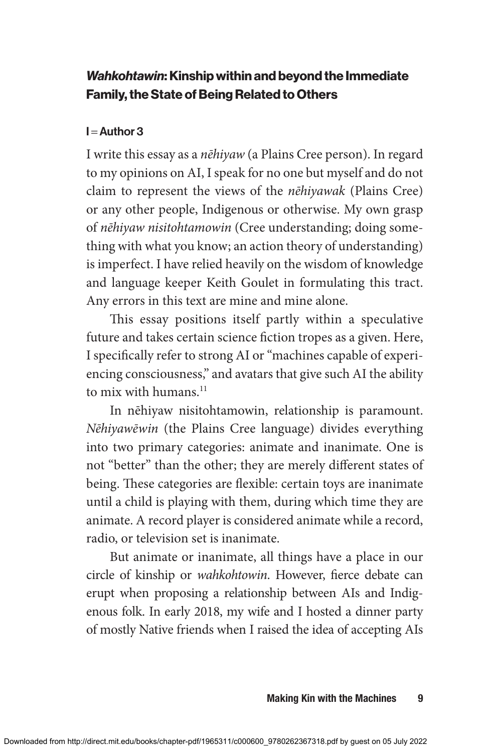## *Wahkohtawin*: Kinship within and beyond the Immediate Family, the State of Being Related to Others

**I = Author 3**

I write this essay as a *nēhiyaw* (a Plains Cree person). In regard to my opinions on AI, I speak for no one but myself and do not claim to represent the views of the *nēhiyawak* (Plains Cree) or any other people, Indigenous or otherwise. My own grasp of *nēhiyaw nisitohtamowin* (Cree understanding; doing something with what you know; an action theory of understanding) is imperfect. I have relied heavily on the wisdom of knowledge and language keeper Keith Goulet in formulating this tract. Any errors in this text are mine and mine alone.

This essay positions itself partly within a speculative future and takes certain science fiction tropes as a given. Here, I specifically refer to strong AI or "machines capable of experiencing consciousness," and avatars that give such AI the ability to mix with humans.[11]

In nēhiyaw nisitohtamowin, relationship is paramount. *Nēhiyawēwin* (the Plains Cree language) divides everything into two primary categories: animate and inanimate. One is not "better" than the other; they are merely different states of being. These categories are flexible: certain toys are inanimate until a child is playing with them, during which time they are animate. A record player is considered animate while a record, radio, or television set is inanimate.

But animate or inanimate, all things have a place in our circle of kinship or *wahkohtowin*. However, fierce debate can erupt when proposing a relationship between AIs and Indigenous folk. In early 2018, my wife and I hosted a dinner party of mostly Native friends when I raised the idea of accepting AIs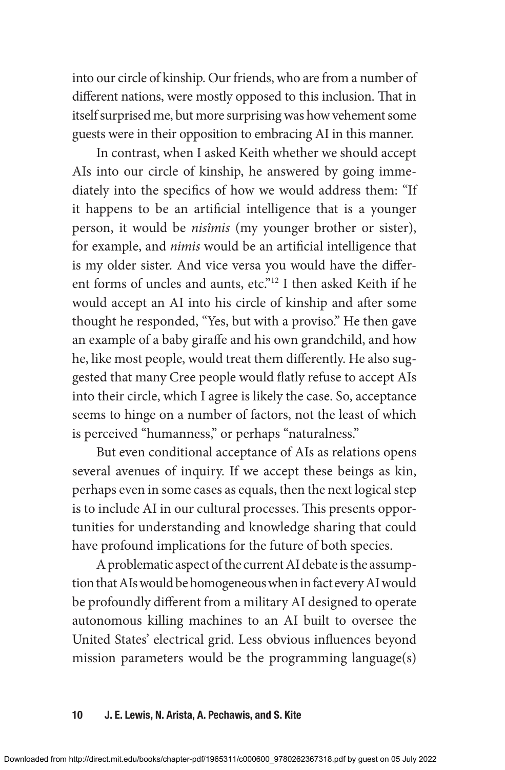into our circle of kinship. Our friends, who are from a number of different nations, were mostly opposed to this inclusion. That in itself surprised me, but more surprising was how vehement some guests were in their opposition to embracing AI in this manner.

In contrast, when I asked Keith whether we should accept AIs into our circle of kinship, he answered by going immediately into the specifics of how we would address them: "If it happens to be an artificial intelligence that is a younger person, it would be *nisîmis* (my younger brother or sister), for example, and *nimis* would be an artificial intelligence that is my older sister. And vice versa you would have the different forms of uncles and aunts, etc."[12] I then asked Keith if he would accept an AI into his circle of kinship and after some thought he responded, "Yes, but with a proviso." He then gave an example of a baby giraffe and his own grandchild, and how he, like most people, would treat them differently. He also suggested that many Cree people would flatly refuse to accept AIs into their circle, which I agree is likely the case. So, acceptance seems to hinge on a number of factors, not the least of which is perceived "humanness," or perhaps "naturalness."

But even conditional acceptance of AIs as relations opens several avenues of inquiry. If we accept these beings as kin, perhaps even in some cases as equals, then the next logical step is to include AI in our cultural processes. This presents opportunities for understanding and knowledge sharing that could have profound implications for the future of both species.

A problematic aspect of the current AI debate is the assumption that AIs would be homogeneous when in fact every AI would be profoundly different from a military AI designed to operate autonomous killing machines to an AI built to oversee the United States' electrical grid. Less obvious influences beyond mission parameters would be the programming language(s)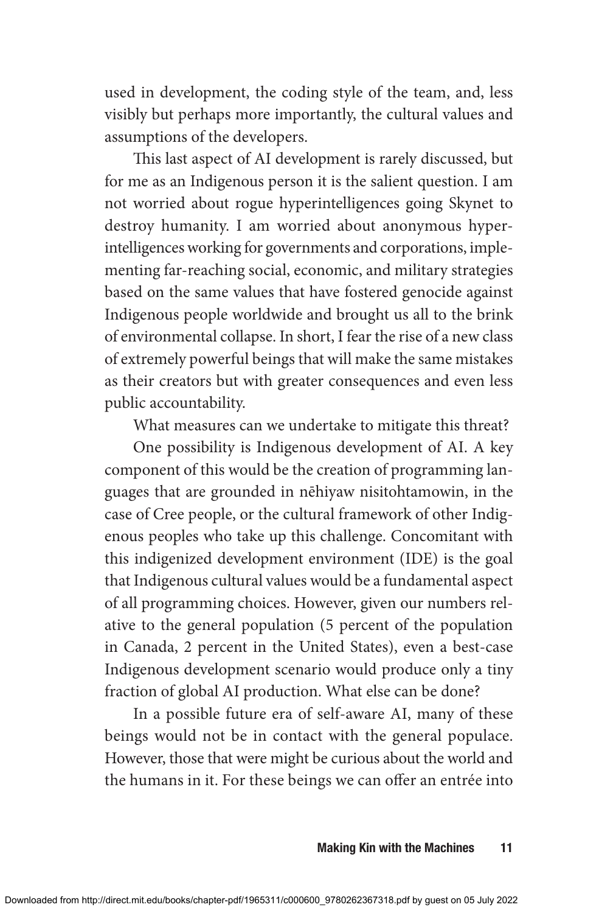used in development, the coding style of the team, and, less visibly but perhaps more importantly, the cultural values and assumptions of the developers.

This last aspect of AI development is rarely discussed, but for me as an Indigenous person it is the salient question. I am not worried about rogue hyperintelligences going Skynet to destroy humanity. I am worried about anonymous hyper-intelligences working for governments and corporations, implementing far-reaching social, economic, and military strategies based on the same values that have fostered genocide against Indigenous people worldwide and brought us all to the brink of environmental collapse. In short, I fear the rise of a new class of extremely powerful beings that will make the same mistakes as their creators but with greater consequences and even less public accountability.

What measures can we undertake to mitigate this threat?

One possibility is Indigenous development of AI. A key component of this would be the creation of programming languages that are grounded in nēhiyaw nisitohtamowin, in the case of Cree people, or the cultural framework of other Indigenous peoples who take up this challenge. Concomitant with this indigenized development environment (IDE) is the goal that Indigenous cultural values would be a fundamental aspect of all programming choices. However, given our numbers relative to the general population (5 percent of the population in Canada, 2 percent in the United States), even a best-case Indigenous development scenario would produce only a tiny fraction of global AI production. What else can be done?

In a possible future era of self-aware AI, many of these beings would not be in contact with the general populace. However, those that were might be curious about the world and the humans in it. For these beings we can offer an entrée into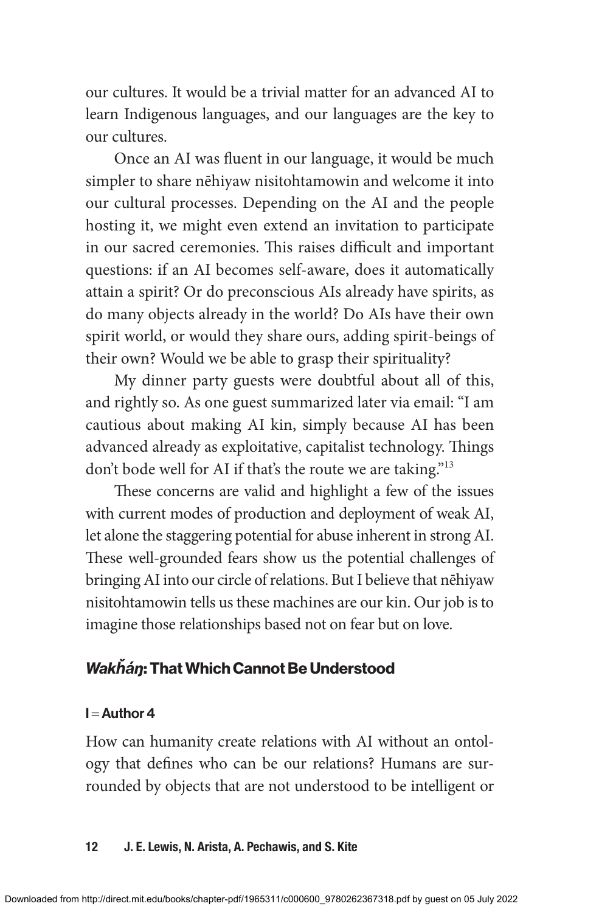our cultures. It would be a trivial matter for an advanced AI to learn Indigenous languages, and our languages are the key to our cultures.

Once an AI was fluent in our language, it would be much simpler to share nēhiyaw nisitohtamowin and welcome it into our cultural processes. Depending on the AI and the people hosting it, we might even extend an invitation to participate in our sacred ceremonies. This raises difficult and important questions: if an AI becomes self-aware, does it automatically attain a spirit? Or do preconscious AIs already have spirits, as do many objects already in the world? Do AIs have their own spirit world, or would they share ours, adding spirit-beings of their own? Would we be able to grasp their spirituality?

My dinner party guests were doubtful about all of this, and rightly so. As one guest summarized later via email: "I am cautious about making AI kin, simply because AI has been advanced already as exploitative, capitalist technology. Things don't bode well for AI if that's the route we are taking."[13]

These concerns are valid and highlight a few of the issues with current modes of production and deployment of weak AI, let alone the staggering potential for abuse inherent in strong AI. These well-grounded fears show us the potential challenges of bringing AI into our circle of relations. But I believe that nēhiyaw nisitohtamowin tells us these machines are our kin. Our job is to imagine those relationships based not on fear but on love.

## *Wakȟáŋ*: That Which Cannot Be Understood

**I = Author 4**

How can humanity create relations with AI without an ontology that defines who can be our relations? Humans are surrounded by objects that are not understood to be intelligent or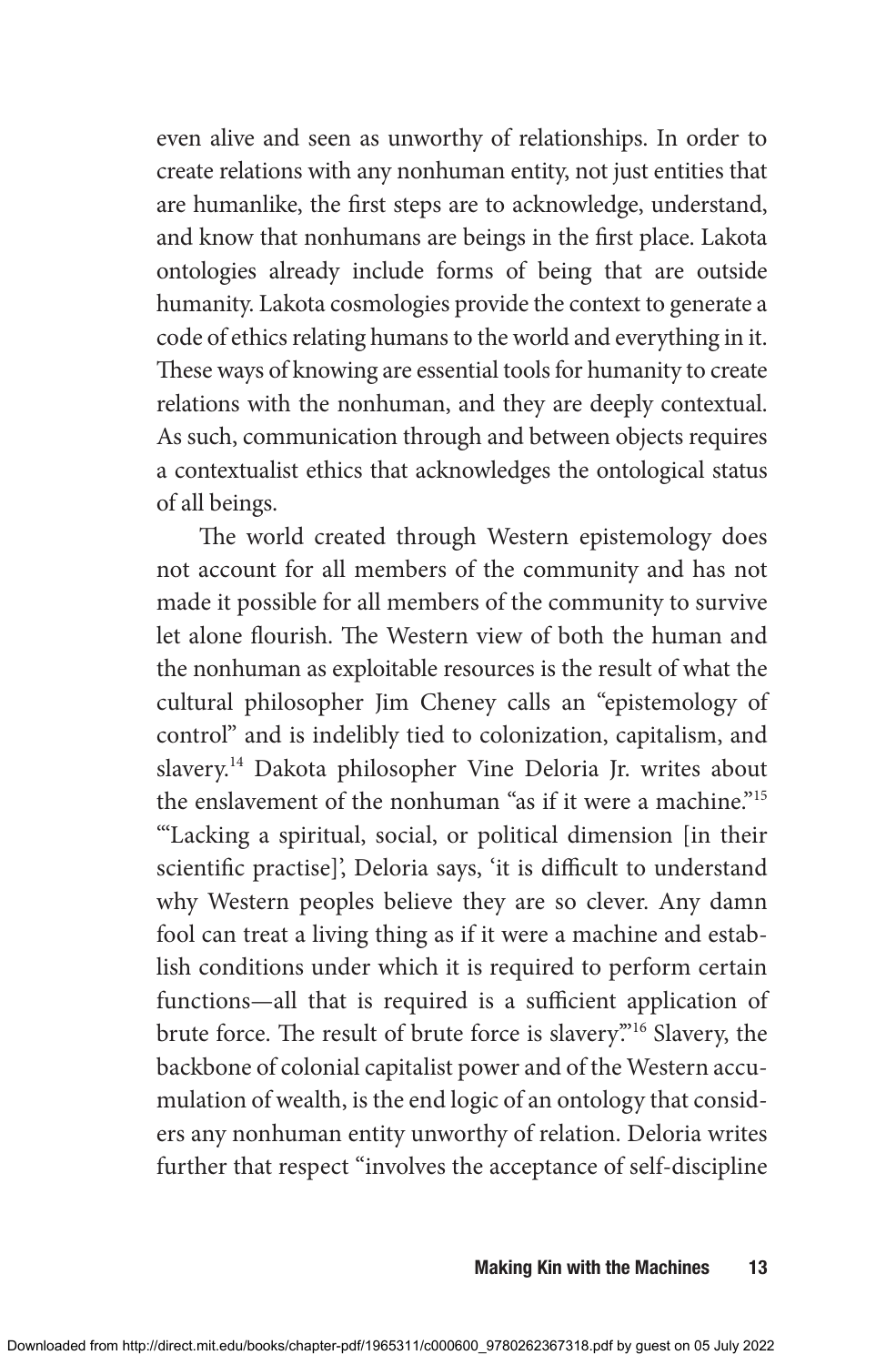even alive and seen as unworthy of relationships. In order to create relations with any nonhuman entity, not just entities that are humanlike, the first steps are to acknowledge, understand, and know that nonhumans are beings in the first place. Lakota ontologies already include forms of being that are outside humanity. Lakota cosmologies provide the context to generate a code of ethics relating humans to the world and everything in it. These ways of knowing are essential tools for humanity to create relations with the nonhuman, and they are deeply contextual. As such, communication through and between objects requires a contextualist ethics that acknowledges the ontological status of all beings.

The world created through Western epistemology does not account for all members of the community and has not made it possible for all members of the community to survive let alone flourish. The Western view of both the human and the nonhuman as exploitable resources is the result of what the cultural philosopher Jim Cheney calls an "epistemology of control" and is indelibly tied to colonization, capitalism, and slavery.[14] Dakota philosopher Vine Deloria Jr. writes about the enslavement of the nonhuman "as if it were a machine."[15] "'Lacking a spiritual, social, or political dimension [in their scientific practise]', Deloria says, 'it is difficult to understand why Western peoples believe they are so clever. Any damn fool can treat a living thing as if it were a machine and establish conditions under which it is required to perform certain functions—all that is required is a sufficient application of brute force. The result of brute force is slavery.'"[16] Slavery, the backbone of colonial capitalist power and of the Western accumulation of wealth, is the end logic of an ontology that considers any nonhuman entity unworthy of relation. Deloria writes further that respect "involves the acceptance of self-discipline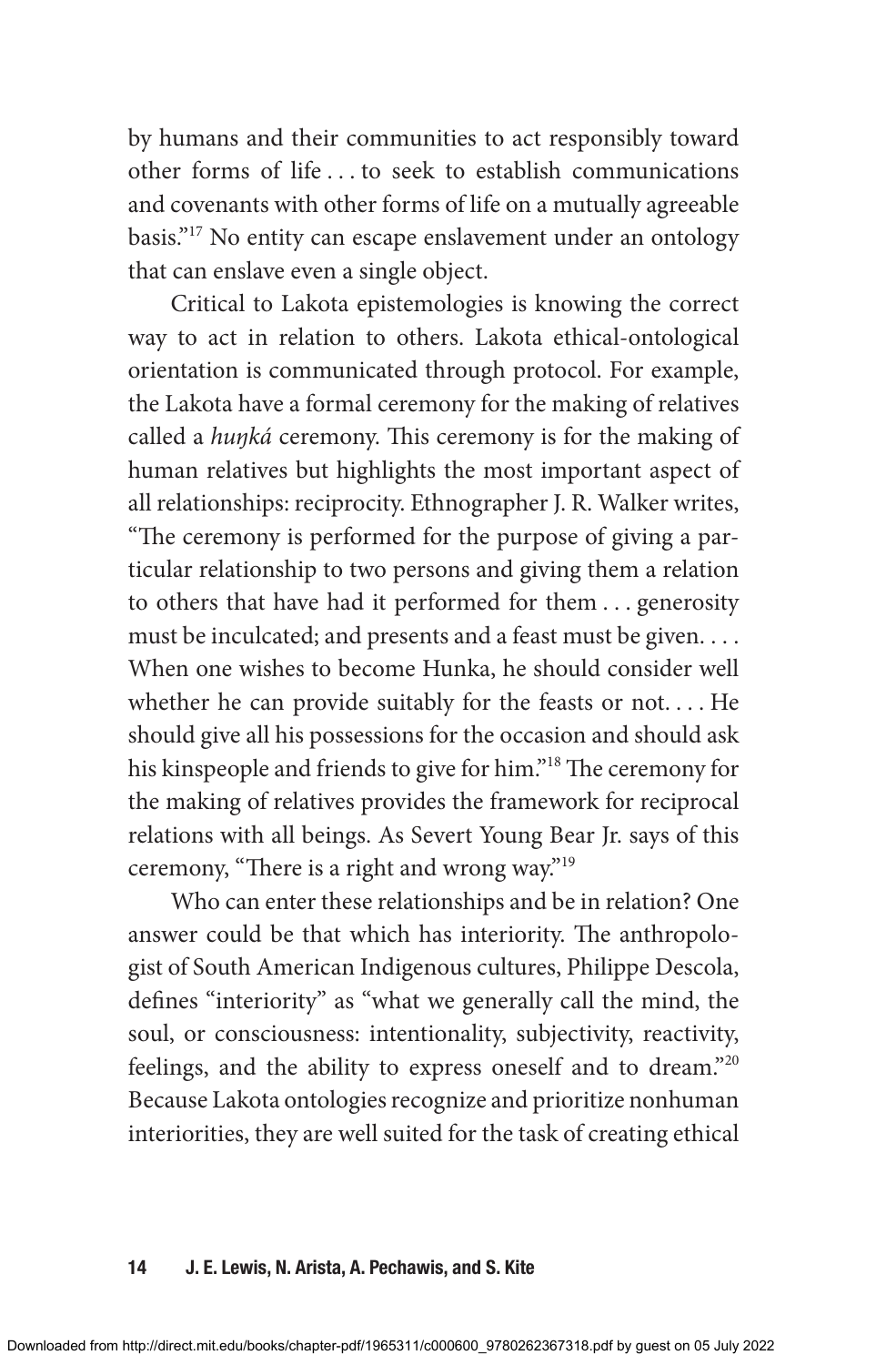by humans and their communities to act responsibly toward other forms of life . . . to seek to establish communications and covenants with other forms of life on a mutually agreeable basis."[17] No entity can escape enslavement under an ontology that can enslave even a single object.

Critical to Lakota epistemologies is knowing the correct way to act in relation to others. Lakota ethical-ontological orientation is communicated through protocol. For example, the Lakota have a formal ceremony for the making of relatives called a *huŋká* ceremony. This ceremony is for the making of human relatives but highlights the most important aspect of all relationships: reciprocity. Ethnographer J. R. Walker writes, "The ceremony is performed for the purpose of giving a particular relationship to two persons and giving them a relation to others that have had it performed for them . . . generosity must be inculcated; and presents and a feast must be given. . . . When one wishes to become Hunka, he should consider well whether he can provide suitably for the feasts or not. . . . He should give all his possessions for the occasion and should ask his kinspeople and friends to give for him."[18] The ceremony for the making of relatives provides the framework for reciprocal relations with all beings. As Severt Young Bear Jr. says of this ceremony, "There is a right and wrong way."[19]

Who can enter these relationships and be in relation? One answer could be that which has interiority. The anthropologist of South American Indigenous cultures, Philippe Descola, defines "interiority" as "what we generally call the mind, the soul, or consciousness: intentionality, subjectivity, reactivity, feelings, and the ability to express oneself and to dream."[20] Because Lakota ontologies recognize and prioritize nonhuman interiorities, they are well suited for the task of creating ethical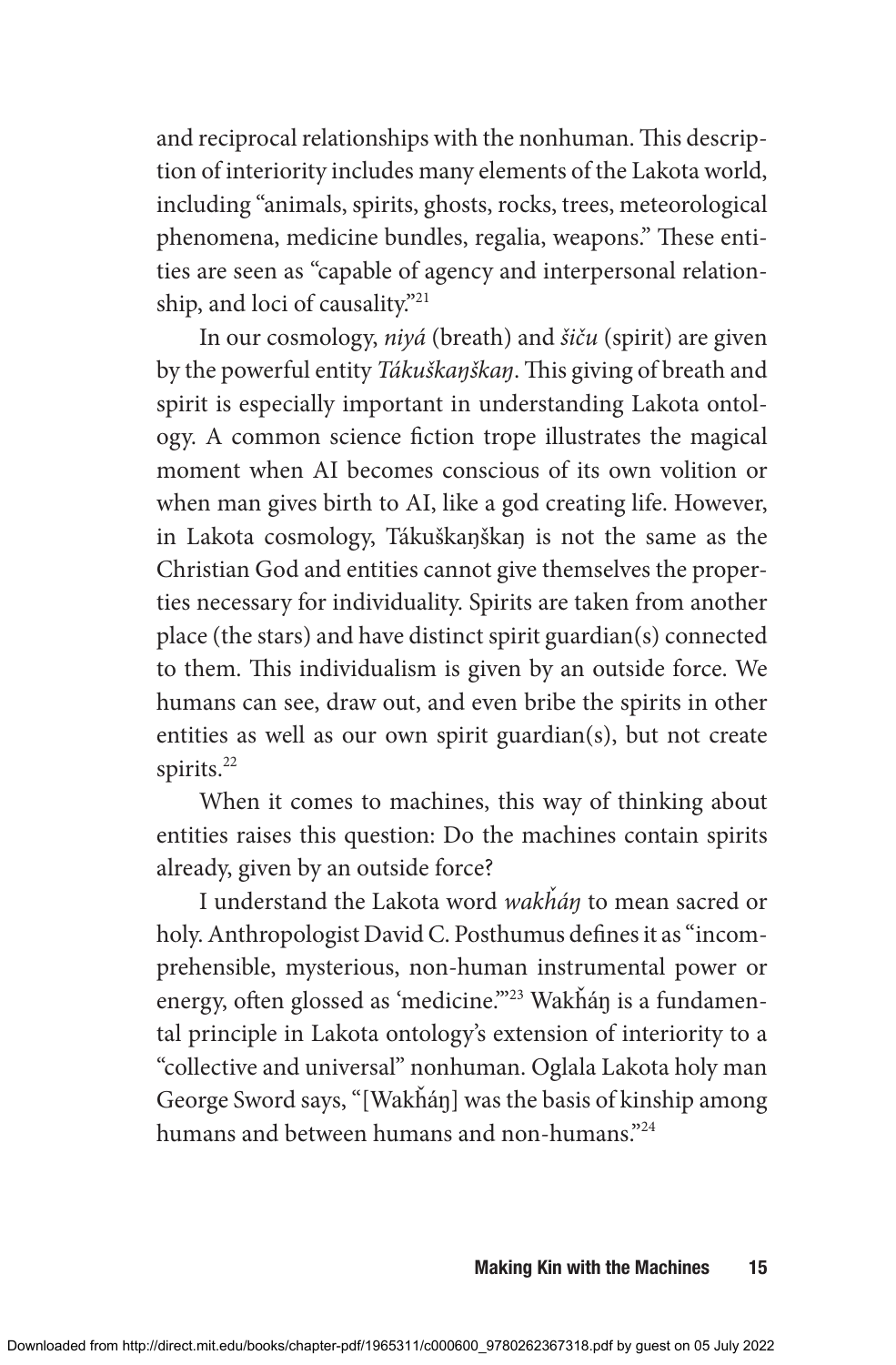and reciprocal relationships with the nonhuman. This description of interiority includes many elements of the Lakota world, including "animals, spirits, ghosts, rocks, trees, meteorological phenomena, medicine bundles, regalia, weapons." These entities are seen as "capable of agency and interpersonal relationship, and loci of causality."[21]

In our cosmology, *niyá* (breath) and *šičú* (spirit) are given by the powerful entity *Tákuškaŋškaŋ*. This giving of breath and spirit is especially important in understanding Lakota ontology. A common science fiction trope illustrates the magical moment when AI becomes conscious of its own volition or when man gives birth to AI, like a god creating life. However, in Lakota cosmology, Tákuškaŋškaŋ is not the same as the Christian God and entities cannot give themselves the properties necessary for individuality. Spirits are taken from another place (the stars) and have distinct spirit guardian(s) connected to them. This individualism is given by an outside force. We humans can see, draw out, and even bribe the spirits in other entities as well as our own spirit guardian(s), but not create spirits.[22]

When it comes to machines, this way of thinking about entities raises this question: Do the machines contain spirits already, given by an outside force?

I understand the Lakota word *wakȟáŋ* to mean sacred or holy. Anthropologist David C. Posthumus defines it as "incomprehensible, mysterious, non-human instrumental power or energy, often glossed as 'medicine.'"[23] Wakȟáŋ is a fundamental principle in Lakota ontology's extension of interiority to a "collective and universal" nonhuman. Oglala Lakota holy man George Sword says, "[Wakȟáŋ] was the basis of kinship among humans and between humans and non-humans."[24]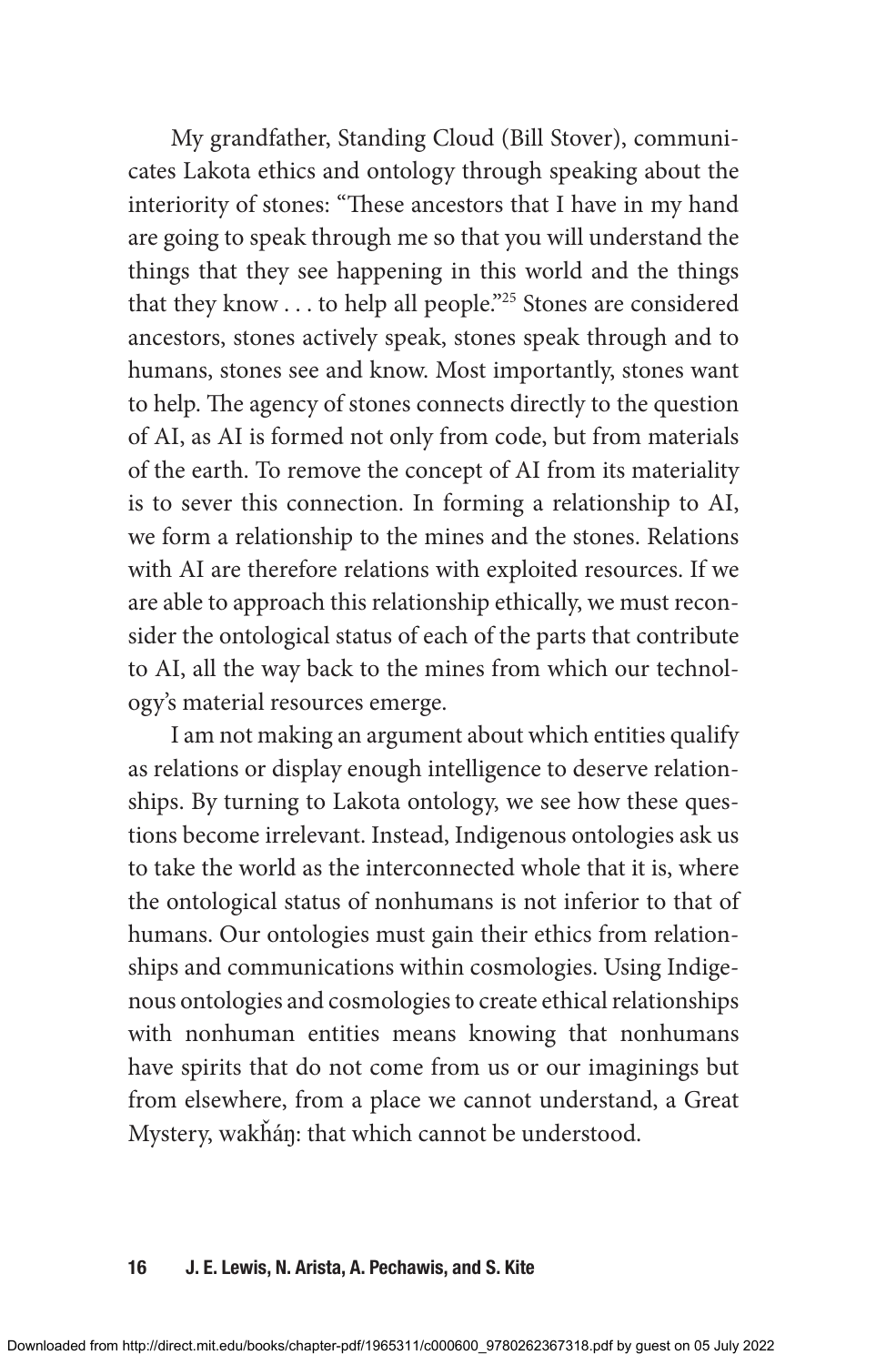My grandfather, Standing Cloud (Bill Stover), communicates Lakota ethics and ontology through speaking about the interiority of stones: "These ancestors that I have in my hand are going to speak through me so that you will understand the things that they see happening in this world and the things that they know . . . to help all people."[25] Stones are considered ancestors, stones actively speak, stones speak through and to humans, stones see and know. Most importantly, stones want to help. The agency of stones connects directly to the question of AI, as AI is formed not only from code, but from materials of the earth. To remove the concept of AI from its materiality is to sever this connection. In forming a relationship to AI, we form a relationship to the mines and the stones. Relations with AI are therefore relations with exploited resources. If we are able to approach this relationship ethically, we must reconsider the ontological status of each of the parts that contribute to AI, all the way back to the mines from which our technology's material resources emerge.

I am not making an argument about which entities qualify as relations or display enough intelligence to deserve relationships. By turning to Lakota ontology, we see how these questions become irrelevant. Instead, Indigenous ontologies ask us to take the world as the interconnected whole that it is, where the ontological status of nonhumans is not inferior to that of humans. Our ontologies must gain their ethics from relationships and communications within cosmologies. Using Indigenous ontologies and cosmologies to create ethical relationships with nonhuman entities means knowing that nonhumans have spirits that do not come from us or our imaginings but from elsewhere, from a place we cannot understand, a Great Mystery, wakȟáŋ: that which cannot be understood.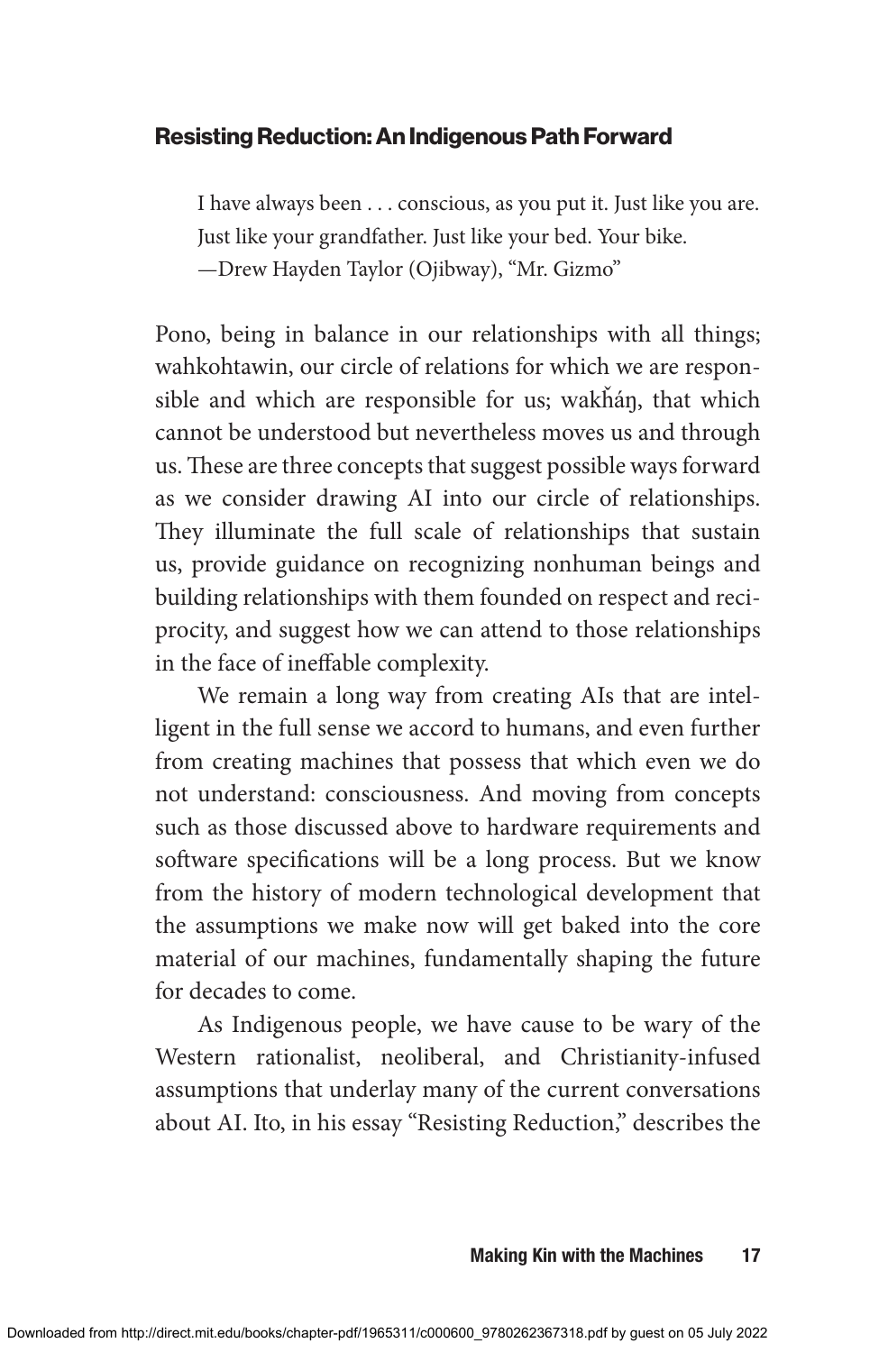## Resisting Reduction: An Indigenous Path Forward

> I have always been . . . conscious, as you put it. Just like you are. Just like your grandfather. Just like your bed. Your bike.
> —Drew Hayden Taylor (Ojibway), "Mr. Gizmo"

Pono, being in balance in our relationships with all things; wahkohtawin, our circle of relations for which we are responsible and which are responsible for us; wakȟáŋ, that which cannot be understood but nevertheless moves us and through us. These are three concepts that suggest possible ways forward as we consider drawing AI into our circle of relationships. They illuminate the full scale of relationships that sustain us, provide guidance on recognizing nonhuman beings and building relationships with them founded on respect and reciprocity, and suggest how we can attend to those relationships in the face of ineffable complexity.

We remain a long way from creating AIs that are intelligent in the full sense we accord to humans, and even further from creating machines that possess that which even we do not understand: consciousness. And moving from concepts such as those discussed above to hardware requirements and software specifications will be a long process. But we know from the history of modern technological development that the assumptions we make now will get baked into the core material of our machines, fundamentally shaping the future for decades to come.

As Indigenous people, we have cause to be wary of the Western rationalist, neoliberal, and Christianity-infused assumptions that underlay many of the current conversations about AI. Ito, in his essay "Resisting Reduction," describes the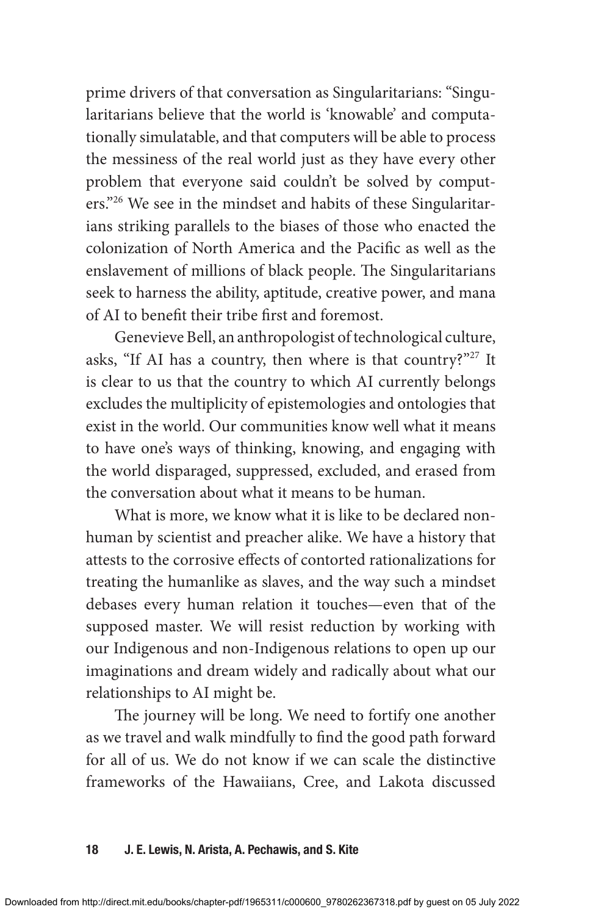prime drivers of that conversation as Singularitarians: "Singularitarians believe that the world is 'knowable' and computationally simulatable, and that computers will be able to process the messiness of the real world just as they have every other problem that everyone said couldn't be solved by computers."[26] We see in the mindset and habits of these Singularitarians striking parallels to the biases of those who enacted the colonization of North America and the Pacific as well as the enslavement of millions of black people. The Singularitarians seek to harness the ability, aptitude, creative power, and mana of AI to benefit their tribe first and foremost.

Genevieve Bell, an anthropologist of technological culture, asks, "If AI has a country, then where is that country?"[27] It is clear to us that the country to which AI currently belongs excludes the multiplicity of epistemologies and ontologies that exist in the world. Our communities know well what it means to have one's ways of thinking, knowing, and engaging with the world disparaged, suppressed, excluded, and erased from the conversation about what it means to be human.

What is more, we know what it is like to be declared nonhuman by scientist and preacher alike. We have a history that attests to the corrosive effects of contorted rationalizations for treating the humanlike as slaves, and the way such a mindset debases every human relation it touches—even that of the supposed master. We will resist reduction by working with our Indigenous and non-Indigenous relations to open up our imaginations and dream widely and radically about what our relationships to AI might be.

The journey will be long. We need to fortify one another as we travel and walk mindfully to find the good path forward for all of us. We do not know if we can scale the distinctive frameworks of the Hawaiians, Cree, and Lakota discussed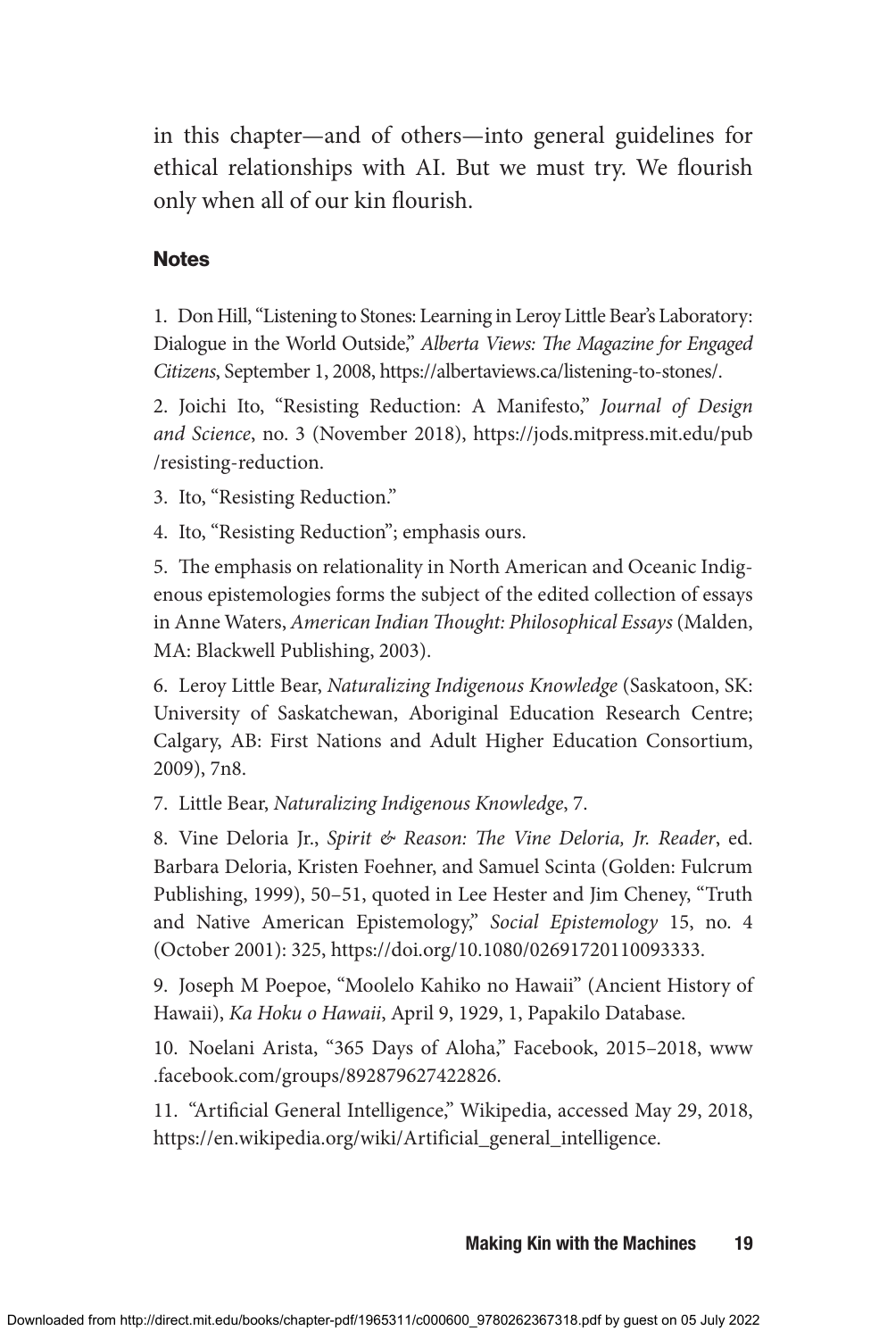in this chapter—and of others—into general guidelines for ethical relationships with AI. But we must try. We flourish only when all of our kin flourish.

### Notes

1. Don Hill, "Listening to Stones: Learning in Leroy Little Bear's Laboratory: Dialogue in the World Outside," *Alberta Views: The Magazine for Engaged Citizens*, September 1, 2008, https://albertaviews.ca/listening-to-stones/.

2. Joichi Ito, "Resisting Reduction: A Manifesto," *Journal of Design and Science*, no. 3 (November 2018), https://jods.mitpress.mit.edu/pub/resisting-reduction.

3. Ito, "Resisting Reduction."

4. Ito, "Resisting Reduction"; emphasis ours.

5. The emphasis on relationality in North American and Oceanic Indigenous epistemologies forms the subject of the edited collection of essays in Anne Waters, *American Indian Thought: Philosophical Essays* (Malden, MA: Blackwell Publishing, 2003).

6. Leroy Little Bear, *Naturalizing Indigenous Knowledge* (Saskatoon, SK: University of Saskatchewan, Aboriginal Education Research Centre; Calgary, AB: First Nations and Adult Higher Education Consortium, 2009), 7n8.

7. Little Bear, *Naturalizing Indigenous Knowledge*, 7.

8. Vine Deloria Jr., *Spirit & Reason: The Vine Deloria, Jr. Reader*, ed. Barbara Deloria, Kristen Foehner, and Samuel Scinta (Golden: Fulcrum Publishing, 1999), 50–51, quoted in Lee Hester and Jim Cheney, "Truth and Native American Epistemology," *Social Epistemology* 15, no. 4 (October 2001): 325, https://doi.org/10.1080/02691720110093333.

9. Joseph M Poepoe, "Moolelo Kahiko no Hawaii" (Ancient History of Hawaii), *Ka Hoku o Hawaii*, April 9, 1929, 1, Papakilo Database.

10. Noelani Arista, "365 Days of Aloha," Facebook, 2015–2018, www.facebook.com/groups/892879627422826.

11. "Artificial General Intelligence," Wikipedia, accessed May 29, 2018, https://en.wikipedia.org/wiki/Artificial_general_intelligence.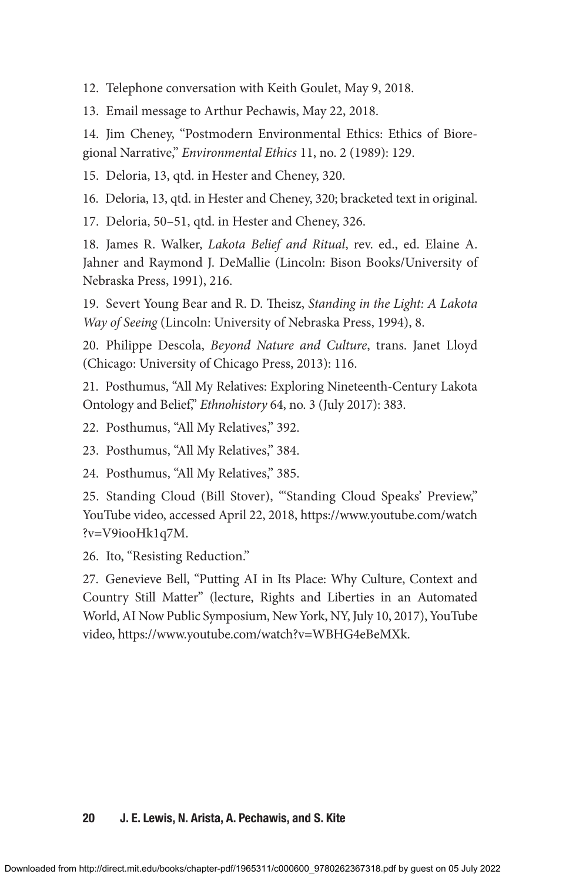12. Telephone conversation with Keith Goulet, May 9, 2018.

13. Email message to Arthur Pechawis, May 22, 2018.

14. Jim Cheney, "Postmodern Environmental Ethics: Ethics of Bioregional Narrative," *Environmental Ethics* 11, no. 2 (1989): 129.

15. Deloria, 13, qtd. in Hester and Cheney, 320.

16. Deloria, 13, qtd. in Hester and Cheney, 320; bracketed text in original.

17. Deloria, 50–51, qtd. in Hester and Cheney, 326.

18. James R. Walker, *Lakota Belief and Ritual*, rev. ed., ed. Elaine A. Jahner and Raymond J. DeMallie (Lincoln: Bison Books/University of Nebraska Press, 1991), 216.

19. Severt Young Bear and R. D. Theisz, *Standing in the Light: A Lakota Way of Seeing* (Lincoln: University of Nebraska Press, 1994), 8.

20. Philippe Descola, *Beyond Nature and Culture*, trans. Janet Lloyd (Chicago: University of Chicago Press, 2013): 116.

21. Posthumus, "All My Relatives: Exploring Nineteenth-Century Lakota Ontology and Belief," *Ethnohistory* 64, no. 3 (July 2017): 383.

22. Posthumus, "All My Relatives," 392.

23. Posthumus, "All My Relatives," 384.

24. Posthumus, "All My Relatives," 385.

25. Standing Cloud (Bill Stover), "'Standing Cloud Speaks' Preview," YouTube video, accessed April 22, 2018, https://www.youtube.com/watch?v=V9iooHk1q7M.

26. Ito, "Resisting Reduction."

27. Genevieve Bell, "Putting AI in Its Place: Why Culture, Context and Country Still Matter" (lecture, Rights and Liberties in an Automated World, AI Now Public Symposium, New York, NY, July 10, 2017), YouTube video, https://www.youtube.com/watch?v=WBHG4eBeMXk.